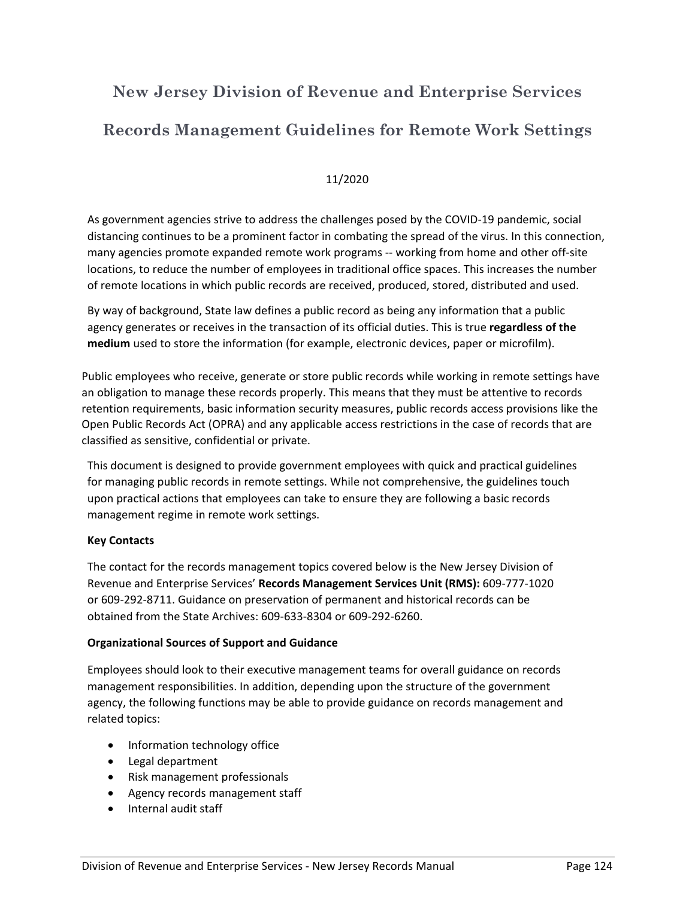# New Jersey Division of Revenue and Enterprise Services

# Records Management Guidelines for Remote Work Settings

11/2020

As government agencies strive to address the challenges posed by the COVID-19 pandemic, social distancing continues to be a prominent factor in combating the spread of the virus. In this connection, many agencies promote expanded remote work programs -- working from home and other off-site locations, to reduce the number of employees in traditional office spaces. This increases the number of remote locations in which public records are received, produced, stored, distributed and used.

By way of background, State law defines a public record as being any information that a public agency generates or receives in the transaction of its official duties. This is true **regardless of the medium** used to store the information (for example, electronic devices, paper or microfilm).

Public employees who receive, generate or store public records while working in remote settings have an obligation to manage these records properly. This means that they must be attentive to records retention requirements, basic information security measures, public records access provisions like the Open Public Records Act (OPRA) and any applicable access restrictions in the case of records that are classified as sensitive, confidential or private.

This document is designed to provide government employees with quick and practical guidelines for managing public records in remote settings. While not comprehensive, the guidelines touch upon practical actions that employees can take to ensure they are following a basic records management regime in remote work settings.

**Key Contacts**

The contact for the records management topics covered below is the New Jersey Division of Revenue and Enterprise Services' **Records Management Services Unit (RMS):** 609-777-1020 or 609-292-8711. Guidance on preservation of permanent and historical records can be obtained from the State Archives: 609-633-8304 or 609-292-6260.

**Organizational Sources of Support and Guidance**

Employees should look to their executive management teams for overall guidance on records management responsibilities. In addition, depending upon the structure of the government agency, the following functions may be able to provide guidance on records management and related topics:

- Information technology office
- Legal department
- Risk management professionals
- Agency records management staff
- Internal audit staff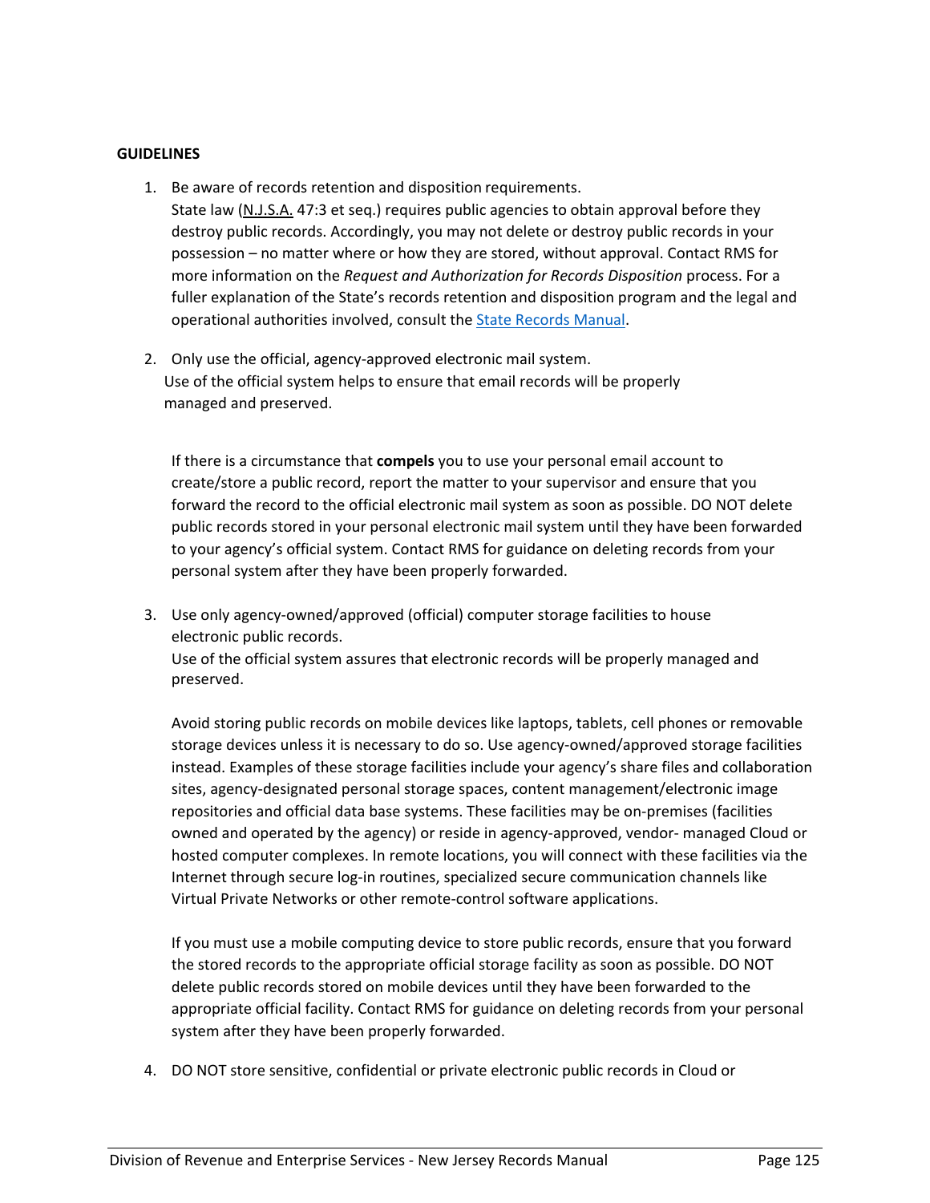**GUIDELINES**

1. Be aware of records retention and disposition requirements.
   State law (N.J.S.A. 47:3 et seq.) requires public agencies to obtain approval before they destroy public records. Accordingly, you may not delete or destroy public records in your possession – no matter where or how they are stored, without approval. Contact RMS for more information on the *Request and Authorization for Records Disposition* process. For a fuller explanation of the State's records retention and disposition program and the legal and operational authorities involved, consult the [State Records Manual](State Records Manual).

2. Only use the official, agency-approved electronic mail system.
   Use of the official system helps to ensure that email records will be properly managed and preserved.

   If there is a circumstance that **compels** you to use your personal email account to create/store a public record, report the matter to your supervisor and ensure that you forward the record to the official electronic mail system as soon as possible. DO NOT delete public records stored in your personal electronic mail system until they have been forwarded to your agency's official system. Contact RMS for guidance on deleting records from your personal system after they have been properly forwarded.

3. Use only agency-owned/approved (official) computer storage facilities to house electronic public records.
   Use of the official system assures that electronic records will be properly managed and preserved.

   Avoid storing public records on mobile devices like laptops, tablets, cell phones or removable storage devices unless it is necessary to do so. Use agency-owned/approved storage facilities instead. Examples of these storage facilities include your agency's share files and collaboration sites, agency-designated personal storage spaces, content management/electronic image repositories and official data base systems. These facilities may be on-premises (facilities owned and operated by the agency) or reside in agency-approved, vendor- managed Cloud or hosted computer complexes. In remote locations, you will connect with these facilities via the Internet through secure log-in routines, specialized secure communication channels like Virtual Private Networks or other remote-control software applications.

   If you must use a mobile computing device to store public records, ensure that you forward the stored records to the appropriate official storage facility as soon as possible. DO NOT delete public records stored on mobile devices until they have been forwarded to the appropriate official facility. Contact RMS for guidance on deleting records from your personal system after they have been properly forwarded.

4. DO NOT store sensitive, confidential or private electronic public records in Cloud or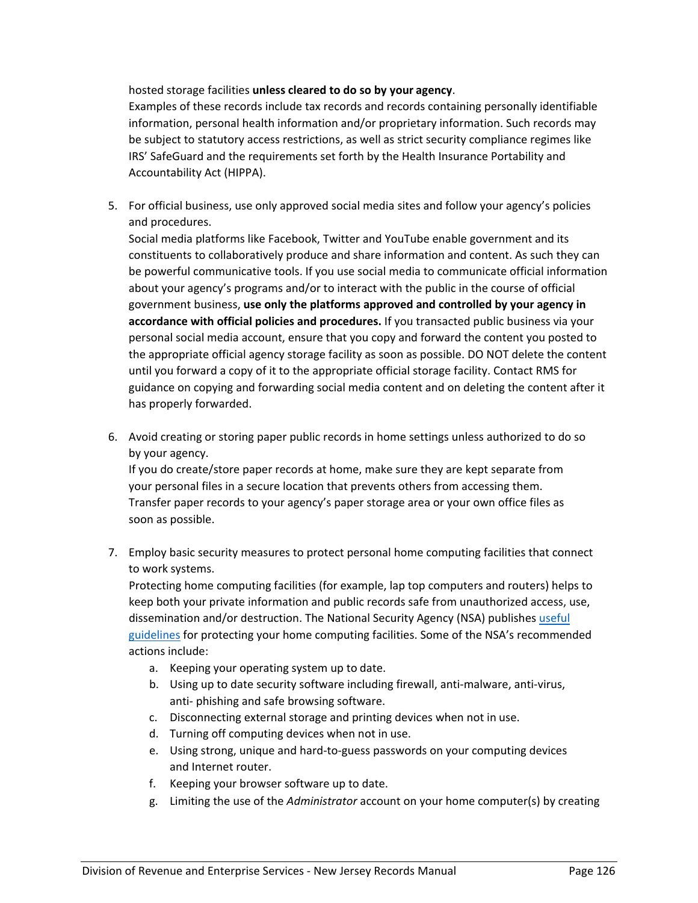hosted storage facilities **unless cleared to do so by your agency**.
Examples of these records include tax records and records containing personally identifiable information, personal health information and/or proprietary information. Such records may be subject to statutory access restrictions, as well as strict security compliance regimes like IRS' SafeGuard and the requirements set forth by the Health Insurance Portability and Accountability Act (HIPPA).

5. For official business, use only approved social media sites and follow your agency's policies and procedures.
   Social media platforms like Facebook, Twitter and YouTube enable government and its constituents to collaboratively produce and share information and content. As such they can be powerful communicative tools. If you use social media to communicate official information about your agency's programs and/or to interact with the public in the course of official government business, **use only the platforms approved and controlled by your agency in accordance with official policies and procedures.** If you transacted public business via your personal social media account, ensure that you copy and forward the content you posted to the appropriate official agency storage facility as soon as possible. DO NOT delete the content until you forward a copy of it to the appropriate official storage facility. Contact RMS for guidance on copying and forwarding social media content and on deleting the content after it has properly forwarded.

6. Avoid creating or storing paper public records in home settings unless authorized to do so by your agency.
   If you do create/store paper records at home, make sure they are kept separate from your personal files in a secure location that prevents others from accessing them. Transfer paper records to your agency's paper storage area or your own office files as soon as possible.

7. Employ basic security measures to protect personal home computing facilities that connect to work systems.
   Protecting home computing facilities (for example, lap top computers and routers) helps to keep both your private information and public records safe from unauthorized access, use, dissemination and/or destruction. The National Security Agency (NSA) publishes [useful guidelines]() for protecting your home computing facilities. Some of the NSA's recommended actions include:
   a. Keeping your operating system up to date.
   b. Using up to date security software including firewall, anti-malware, anti-virus, anti- phishing and safe browsing software.
   c. Disconnecting external storage and printing devices when not in use.
   d. Turning off computing devices when not in use.
   e. Using strong, unique and hard-to-guess passwords on your computing devices and Internet router.
   f. Keeping your browser software up to date.
   g. Limiting the use of the *Administrator* account on your home computer(s) by creating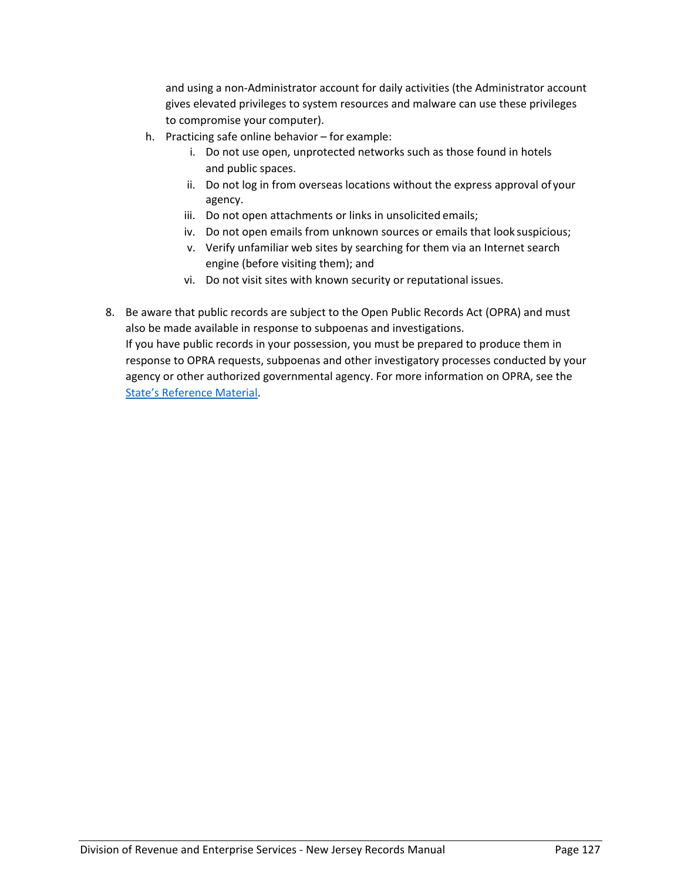and using a non-Administrator account for daily activities (the Administrator account gives elevated privileges to system resources and malware can use these privileges to compromise your computer).

h. Practicing safe online behavior – for example:
    i. Do not use open, unprotected networks such as those found in hotels and public spaces.
    ii. Do not log in from overseas locations without the express approval of your agency.
    iii. Do not open attachments or links in unsolicited emails;
    iv. Do not open emails from unknown sources or emails that look suspicious;
    v. Verify unfamiliar web sites by searching for them via an Internet search engine (before visiting them); and
    vi. Do not visit sites with known security or reputational issues.

8. Be aware that public records are subject to the Open Public Records Act (OPRA) and must also be made available in response to subpoenas and investigations.
   If you have public records in your possession, you must be prepared to produce them in response to OPRA requests, subpoenas and other investigatory processes conducted by your agency or other authorized governmental agency. For more information on OPRA, see the State's Reference Material.